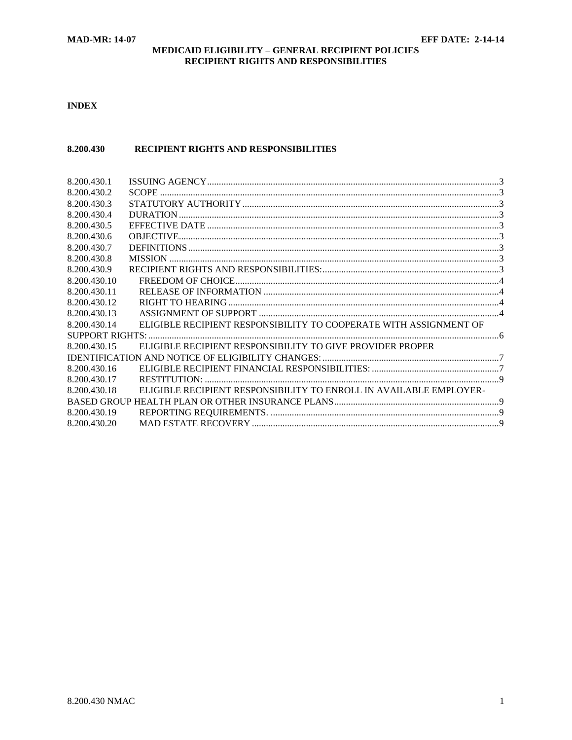**MAD-MR: 14-07** **EFF DATE: 2-14-14**

**MEDICAID ELIGIBILITY – GENERAL RECIPIENT POLICIES**
**RECIPIENT RIGHTS AND RESPONSIBILITIES**

**INDEX**

**8.200.430 RECIPIENT RIGHTS AND RESPONSIBILITIES**

| | | |
|---|---|---|
| 8.200.430.1 | ISSUING AGENCY | 3 |
| 8.200.430.2 | SCOPE | 3 |
| 8.200.430.3 | STATUTORY AUTHORITY | 3 |
| 8.200.430.4 | DURATION | 3 |
| 8.200.430.5 | EFFECTIVE DATE | 3 |
| 8.200.430.6 | OBJECTIVE | 3 |
| 8.200.430.7 | DEFINITIONS | 3 |
| 8.200.430.8 | MISSION | 3 |
| 8.200.430.9 | RECIPIENT RIGHTS AND RESPONSIBILITIES: | 3 |
| 8.200.430.10 | FREEDOM OF CHOICE | 4 |
| 8.200.430.11 | RELEASE OF INFORMATION | 4 |
| 8.200.430.12 | RIGHT TO HEARING | 4 |
| 8.200.430.13 | ASSIGNMENT OF SUPPORT | 4 |
| 8.200.430.14 | ELIGIBLE RECIPIENT RESPONSIBILITY TO COOPERATE WITH ASSIGNMENT OF SUPPORT RIGHTS: | 6 |
| 8.200.430.15 | ELIGIBLE RECIPIENT RESPONSIBILITY TO GIVE PROVIDER PROPER IDENTIFICATION AND NOTICE OF ELIGIBILITY CHANGES: | 7 |
| 8.200.430.16 | ELIGIBLE RECIPIENT FINANCIAL RESPONSIBILITIES: | 7 |
| 8.200.430.17 | RESTITUTION: | 9 |
| 8.200.430.18 | ELIGIBLE RECIPIENT RESPONSIBILITY TO ENROLL IN AVAILABLE EMPLOYER-BASED GROUP HEALTH PLAN OR OTHER INSURANCE PLANS | 9 |
| 8.200.430.19 | REPORTING REQUIREMENTS. | 9 |
| 8.200.430.20 | MAD ESTATE RECOVERY | 9 |

8.200.430 NMAC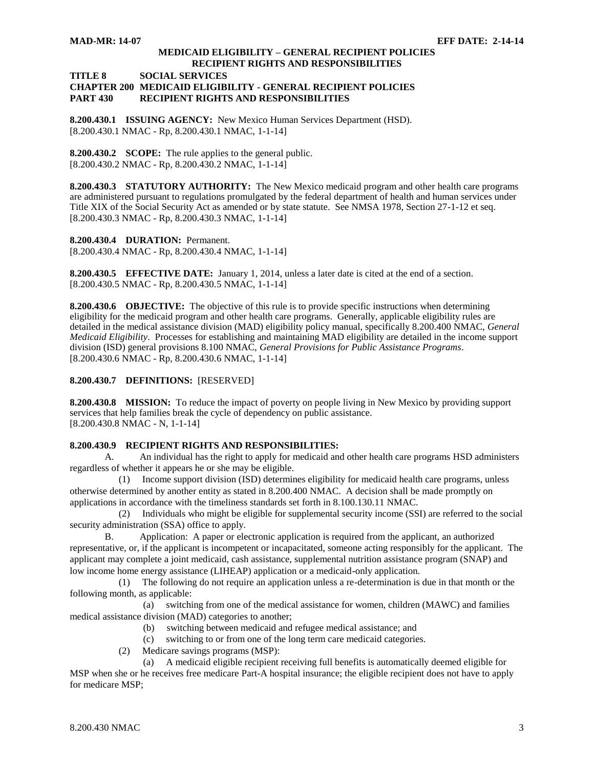**MAD-MR: 14-07** **EFF DATE: 2-14-14**

**MEDICAID ELIGIBILITY – GENERAL RECIPIENT POLICIES**
**RECIPIENT RIGHTS AND RESPONSIBILITIES**

**TITLE 8 SOCIAL SERVICES**
**CHAPTER 200 MEDICAID ELIGIBILITY - GENERAL RECIPIENT POLICIES**
**PART 430 RECIPIENT RIGHTS AND RESPONSIBILITIES**

**8.200.430.1 ISSUING AGENCY:** New Mexico Human Services Department (HSD).
[8.200.430.1 NMAC - Rp, 8.200.430.1 NMAC, 1-1-14]

**8.200.430.2 SCOPE:** The rule applies to the general public.
[8.200.430.2 NMAC - Rp, 8.200.430.2 NMAC, 1-1-14]

**8.200.430.3 STATUTORY AUTHORITY:** The New Mexico medicaid program and other health care programs are administered pursuant to regulations promulgated by the federal department of health and human services under Title XIX of the Social Security Act as amended or by state statute. See NMSA 1978, Section 27-1-12 et seq.
[8.200.430.3 NMAC - Rp, 8.200.430.3 NMAC, 1-1-14]

**8.200.430.4 DURATION:** Permanent.
[8.200.430.4 NMAC - Rp, 8.200.430.4 NMAC, 1-1-14]

**8.200.430.5 EFFECTIVE DATE:** January 1, 2014, unless a later date is cited at the end of a section.
[8.200.430.5 NMAC - Rp, 8.200.430.5 NMAC, 1-1-14]

**8.200.430.6 OBJECTIVE:** The objective of this rule is to provide specific instructions when determining eligibility for the medicaid program and other health care programs. Generally, applicable eligibility rules are detailed in the medical assistance division (MAD) eligibility policy manual, specifically 8.200.400 NMAC, *General Medicaid Eligibility*. Processes for establishing and maintaining MAD eligibility are detailed in the income support division (ISD) general provisions 8.100 NMAC, *General Provisions for Public Assistance Programs*.
[8.200.430.6 NMAC - Rp, 8.200.430.6 NMAC, 1-1-14]

**8.200.430.7 DEFINITIONS:** [RESERVED]

**8.200.430.8 MISSION:** To reduce the impact of poverty on people living in New Mexico by providing support services that help families break the cycle of dependency on public assistance.
[8.200.430.8 NMAC - N, 1-1-14]

**8.200.430.9 RECIPIENT RIGHTS AND RESPONSIBILITIES:**

A. An individual has the right to apply for medicaid and other health care programs HSD administers regardless of whether it appears he or she may be eligible.

(1) Income support division (ISD) determines eligibility for medicaid health care programs, unless otherwise determined by another entity as stated in 8.200.400 NMAC. A decision shall be made promptly on applications in accordance with the timeliness standards set forth in 8.100.130.11 NMAC.

(2) Individuals who might be eligible for supplemental security income (SSI) are referred to the social security administration (SSA) office to apply.

B. Application: A paper or electronic application is required from the applicant, an authorized representative, or, if the applicant is incompetent or incapacitated, someone acting responsibly for the applicant. The applicant may complete a joint medicaid, cash assistance, supplemental nutrition assistance program (SNAP) and low income home energy assistance (LIHEAP) application or a medicaid-only application.

(1) The following do not require an application unless a re-determination is due in that month or the following month, as applicable:

(a) switching from one of the medical assistance for women, children (MAWC) and families medical assistance division (MAD) categories to another;

(b) switching between medicaid and refugee medical assistance; and

(c) switching to or from one of the long term care medicaid categories.

(2) Medicare savings programs (MSP):

(a) A medicaid eligible recipient receiving full benefits is automatically deemed eligible for MSP when she or he receives free medicare Part-A hospital insurance; the eligible recipient does not have to apply for medicare MSP;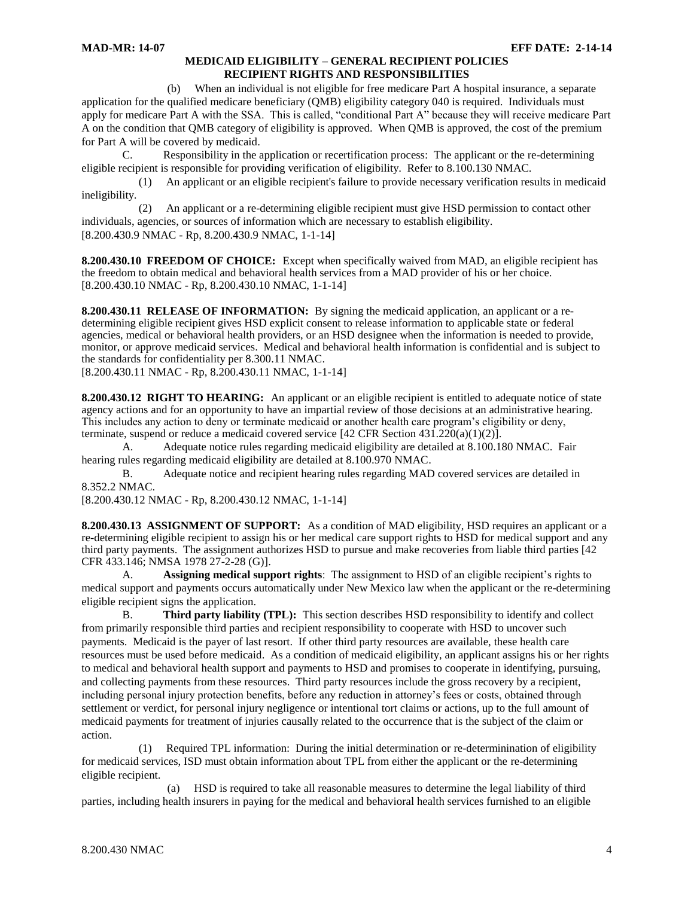(b) When an individual is not eligible for free medicare Part A hospital insurance, a separate application for the qualified medicare beneficiary (QMB) eligibility category 040 is required. Individuals must apply for medicare Part A with the SSA. This is called, "conditional Part A" because they will receive medicare Part A on the condition that QMB category of eligibility is approved. When QMB is approved, the cost of the premium for Part A will be covered by medicaid.

C. Responsibility in the application or recertification process: The applicant or the re-determining eligible recipient is responsible for providing verification of eligibility. Refer to 8.100.130 NMAC.

(1) An applicant or an eligible recipient's failure to provide necessary verification results in medicaid ineligibility.

(2) An applicant or a re-determining eligible recipient must give HSD permission to contact other individuals, agencies, or sources of information which are necessary to establish eligibility.
[8.200.430.9 NMAC - Rp, 8.200.430.9 NMAC, 1-1-14]

**8.200.430.10 FREEDOM OF CHOICE:** Except when specifically waived from MAD, an eligible recipient has the freedom to obtain medical and behavioral health services from a MAD provider of his or her choice.
[8.200.430.10 NMAC - Rp, 8.200.430.10 NMAC, 1-1-14]

**8.200.430.11 RELEASE OF INFORMATION:** By signing the medicaid application, an applicant or a re-determining eligible recipient gives HSD explicit consent to release information to applicable state or federal agencies, medical or behavioral health providers, or an HSD designee when the information is needed to provide, monitor, or approve medicaid services. Medical and behavioral health information is confidential and is subject to the standards for confidentiality per 8.300.11 NMAC.
[8.200.430.11 NMAC - Rp, 8.200.430.11 NMAC, 1-1-14]

**8.200.430.12 RIGHT TO HEARING:** An applicant or an eligible recipient is entitled to adequate notice of state agency actions and for an opportunity to have an impartial review of those decisions at an administrative hearing. This includes any action to deny or terminate medicaid or another health care program's eligibility or deny, terminate, suspend or reduce a medicaid covered service [42 CFR Section 431.220(a)(1)(2)].

A. Adequate notice rules regarding medicaid eligibility are detailed at 8.100.180 NMAC. Fair hearing rules regarding medicaid eligibility are detailed at 8.100.970 NMAC.

B. Adequate notice and recipient hearing rules regarding MAD covered services are detailed in 8.352.2 NMAC.
[8.200.430.12 NMAC - Rp, 8.200.430.12 NMAC, 1-1-14]

**8.200.430.13 ASSIGNMENT OF SUPPORT:** As a condition of MAD eligibility, HSD requires an applicant or a re-determining eligible recipient to assign his or her medical care support rights to HSD for medical support and any third party payments. The assignment authorizes HSD to pursue and make recoveries from liable third parties [42 CFR 433.146; NMSA 1978 27-2-28 (G)].

A. **Assigning medical support rights**: The assignment to HSD of an eligible recipient's rights to medical support and payments occurs automatically under New Mexico law when the applicant or the re-determining eligible recipient signs the application.

B. **Third party liability (TPL):** This section describes HSD responsibility to identify and collect from primarily responsible third parties and recipient responsibility to cooperate with HSD to uncover such payments. Medicaid is the payer of last resort. If other third party resources are available, these health care resources must be used before medicaid. As a condition of medicaid eligibility, an applicant assigns his or her rights to medical and behavioral health support and payments to HSD and promises to cooperate in identifying, pursuing, and collecting payments from these resources. Third party resources include the gross recovery by a recipient, including personal injury protection benefits, before any reduction in attorney's fees or costs, obtained through settlement or verdict, for personal injury negligence or intentional tort claims or actions, up to the full amount of medicaid payments for treatment of injuries causally related to the occurrence that is the subject of the claim or action.

(1) Required TPL information: During the initial determination or re-determininination of eligibility for medicaid services, ISD must obtain information about TPL from either the applicant or the re-determining eligible recipient.

(a) HSD is required to take all reasonable measures to determine the legal liability of third parties, including health insurers in paying for the medical and behavioral health services furnished to an eligible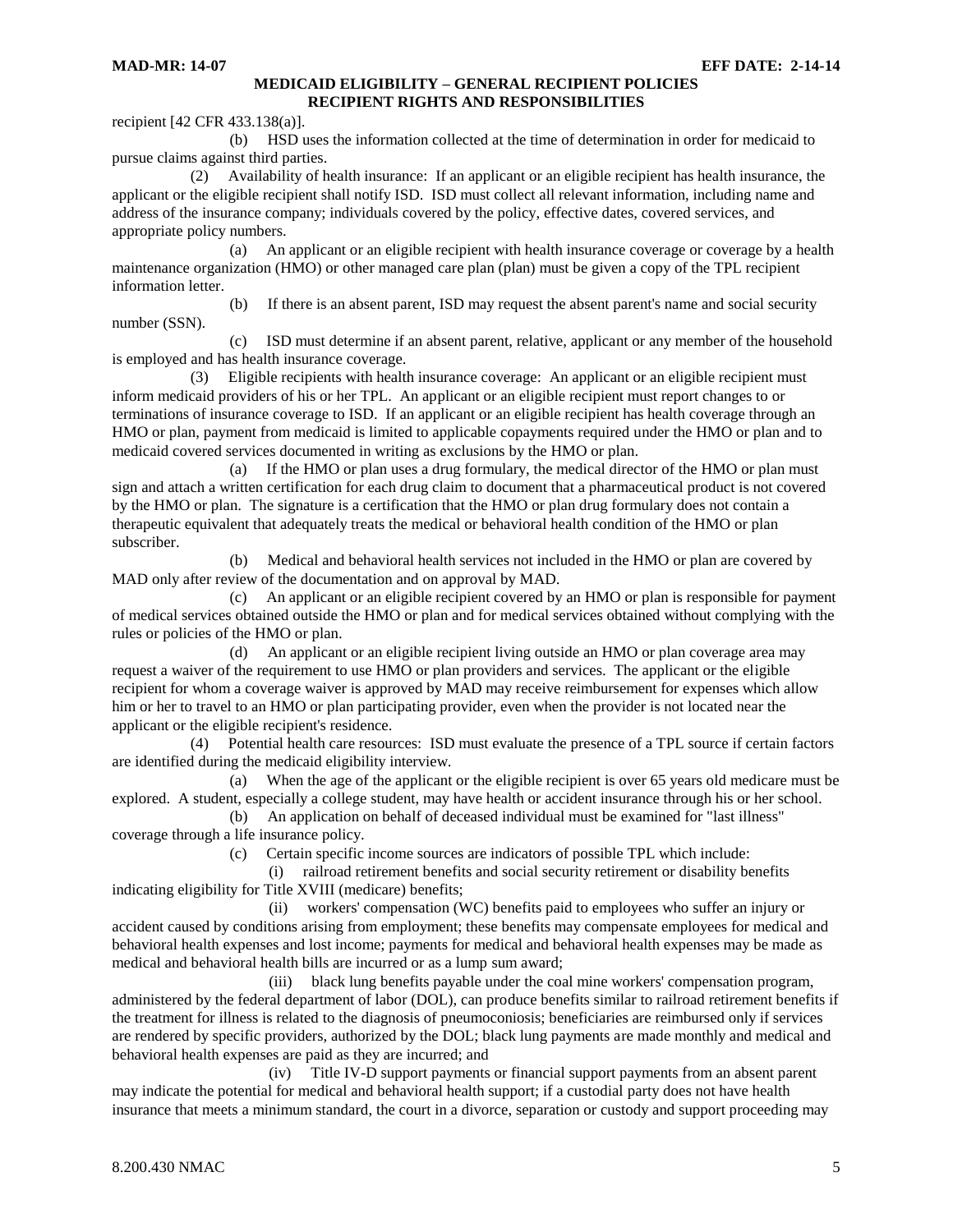recipient [42 CFR 433.138(a)].

(b) HSD uses the information collected at the time of determination in order for medicaid to pursue claims against third parties.

(2) Availability of health insurance: If an applicant or an eligible recipient has health insurance, the applicant or the eligible recipient shall notify ISD. ISD must collect all relevant information, including name and address of the insurance company; individuals covered by the policy, effective dates, covered services, and appropriate policy numbers.

(a) An applicant or an eligible recipient with health insurance coverage or coverage by a health maintenance organization (HMO) or other managed care plan (plan) must be given a copy of the TPL recipient information letter.

(b) If there is an absent parent, ISD may request the absent parent's name and social security number (SSN).

(c) ISD must determine if an absent parent, relative, applicant or any member of the household is employed and has health insurance coverage.

(3) Eligible recipients with health insurance coverage: An applicant or an eligible recipient must inform medicaid providers of his or her TPL. An applicant or an eligible recipient must report changes to or terminations of insurance coverage to ISD. If an applicant or an eligible recipient has health coverage through an HMO or plan, payment from medicaid is limited to applicable copayments required under the HMO or plan and to medicaid covered services documented in writing as exclusions by the HMO or plan.

(a) If the HMO or plan uses a drug formulary, the medical director of the HMO or plan must sign and attach a written certification for each drug claim to document that a pharmaceutical product is not covered by the HMO or plan. The signature is a certification that the HMO or plan drug formulary does not contain a therapeutic equivalent that adequately treats the medical or behavioral health condition of the HMO or plan subscriber.

(b) Medical and behavioral health services not included in the HMO or plan are covered by MAD only after review of the documentation and on approval by MAD.

(c) An applicant or an eligible recipient covered by an HMO or plan is responsible for payment of medical services obtained outside the HMO or plan and for medical services obtained without complying with the rules or policies of the HMO or plan.

(d) An applicant or an eligible recipient living outside an HMO or plan coverage area may request a waiver of the requirement to use HMO or plan providers and services. The applicant or the eligible recipient for whom a coverage waiver is approved by MAD may receive reimbursement for expenses which allow him or her to travel to an HMO or plan participating provider, even when the provider is not located near the applicant or the eligible recipient's residence.

(4) Potential health care resources: ISD must evaluate the presence of a TPL source if certain factors are identified during the medicaid eligibility interview.

(a) When the age of the applicant or the eligible recipient is over 65 years old medicare must be explored. A student, especially a college student, may have health or accident insurance through his or her school.

(b) An application on behalf of deceased individual must be examined for "last illness" coverage through a life insurance policy.

(c) Certain specific income sources are indicators of possible TPL which include:

(i) railroad retirement benefits and social security retirement or disability benefits indicating eligibility for Title XVIII (medicare) benefits;

(ii) workers' compensation (WC) benefits paid to employees who suffer an injury or accident caused by conditions arising from employment; these benefits may compensate employees for medical and behavioral health expenses and lost income; payments for medical and behavioral health expenses may be made as medical and behavioral health bills are incurred or as a lump sum award;

(iii) black lung benefits payable under the coal mine workers' compensation program, administered by the federal department of labor (DOL), can produce benefits similar to railroad retirement benefits if the treatment for illness is related to the diagnosis of pneumoconiosis; beneficiaries are reimbursed only if services are rendered by specific providers, authorized by the DOL; black lung payments are made monthly and medical and behavioral health expenses are paid as they are incurred; and

(iv) Title IV-D support payments or financial support payments from an absent parent may indicate the potential for medical and behavioral health support; if a custodial party does not have health insurance that meets a minimum standard, the court in a divorce, separation or custody and support proceeding may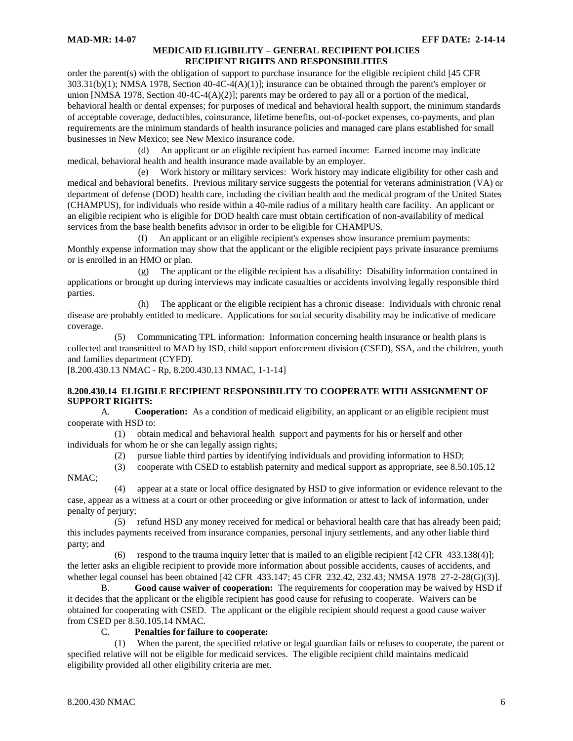order the parent(s) with the obligation of support to purchase insurance for the eligible recipient child [45 CFR 303.31(b)(1); NMSA 1978, Section 40-4C-4(A)(1)]; insurance can be obtained through the parent's employer or union [NMSA 1978, Section 40-4C-4(A)(2)]; parents may be ordered to pay all or a portion of the medical, behavioral health or dental expenses; for purposes of medical and behavioral health support, the minimum standards of acceptable coverage, deductibles, coinsurance, lifetime benefits, out-of-pocket expenses, co-payments, and plan requirements are the minimum standards of health insurance policies and managed care plans established for small businesses in New Mexico; see New Mexico insurance code.

(d) An applicant or an eligible recipient has earned income: Earned income may indicate medical, behavioral health and health insurance made available by an employer.

(e) Work history or military services: Work history may indicate eligibility for other cash and medical and behavioral benefits. Previous military service suggests the potential for veterans administration (VA) or department of defense (DOD) health care, including the civilian health and the medical program of the United States (CHAMPUS), for individuals who reside within a 40-mile radius of a military health care facility. An applicant or an eligible recipient who is eligible for DOD health care must obtain certification of non-availability of medical services from the base health benefits advisor in order to be eligible for CHAMPUS.

(f) An applicant or an eligible recipient's expenses show insurance premium payments: Monthly expense information may show that the applicant or the eligible recipient pays private insurance premiums or is enrolled in an HMO or plan.

(g) The applicant or the eligible recipient has a disability: Disability information contained in applications or brought up during interviews may indicate casualties or accidents involving legally responsible third parties.

(h) The applicant or the eligible recipient has a chronic disease: Individuals with chronic renal disease are probably entitled to medicare. Applications for social security disability may be indicative of medicare coverage.

(5) Communicating TPL information: Information concerning health insurance or health plans is collected and transmitted to MAD by ISD, child support enforcement division (CSED), SSA, and the children, youth and families department (CYFD).

[8.200.430.13 NMAC - Rp, 8.200.430.13 NMAC, 1-1-14]

**8.200.430.14 ELIGIBLE RECIPIENT RESPONSIBILITY TO COOPERATE WITH ASSIGNMENT OF SUPPORT RIGHTS:**

A. **Cooperation:** As a condition of medicaid eligibility, an applicant or an eligible recipient must cooperate with HSD to:

(1) obtain medical and behavioral health support and payments for his or herself and other individuals for whom he or she can legally assign rights;

(2) pursue liable third parties by identifying individuals and providing information to HSD;

(3) cooperate with CSED to establish paternity and medical support as appropriate, see 8.50.105.12 NMAC;

(4) appear at a state or local office designated by HSD to give information or evidence relevant to the case, appear as a witness at a court or other proceeding or give information or attest to lack of information, under penalty of perjury;

(5) refund HSD any money received for medical or behavioral health care that has already been paid; this includes payments received from insurance companies, personal injury settlements, and any other liable third party; and

(6) respond to the trauma inquiry letter that is mailed to an eligible recipient [42 CFR 433.138(4)]; the letter asks an eligible recipient to provide more information about possible accidents, causes of accidents, and whether legal counsel has been obtained [42 CFR 433.147; 45 CFR 232.42, 232.43; NMSA 1978 27-2-28(G)(3)].

B. **Good cause waiver of cooperation:** The requirements for cooperation may be waived by HSD if it decides that the applicant or the eligible recipient has good cause for refusing to cooperate. Waivers can be obtained for cooperating with CSED. The applicant or the eligible recipient should request a good cause waiver from CSED per 8.50.105.14 NMAC.

C. **Penalties for failure to cooperate:**

(1) When the parent, the specified relative or legal guardian fails or refuses to cooperate, the parent or specified relative will not be eligible for medicaid services. The eligible recipient child maintains medicaid eligibility provided all other eligibility criteria are met.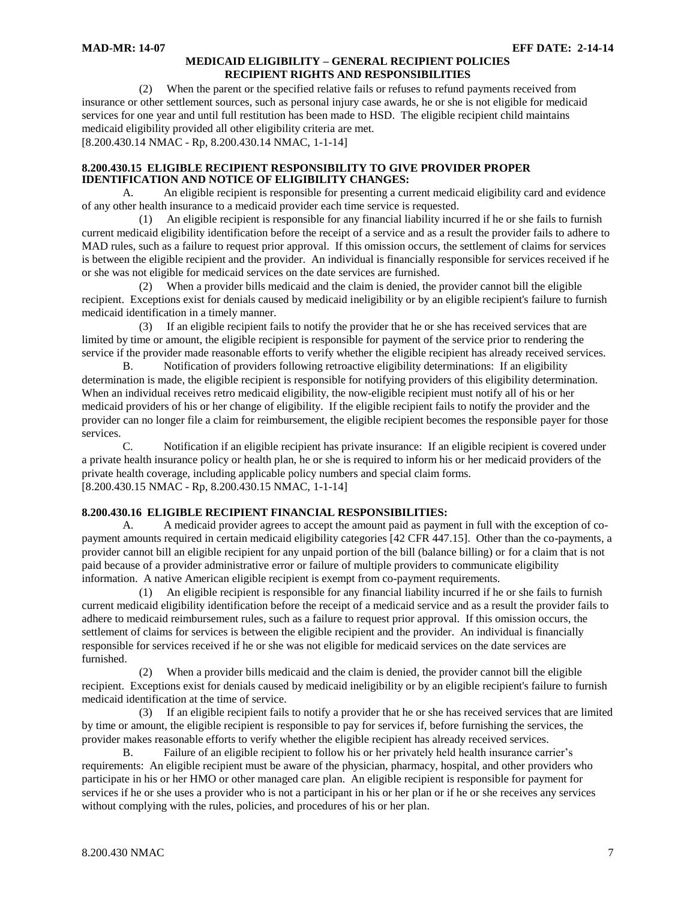(2) When the parent or the specified relative fails or refuses to refund payments received from insurance or other settlement sources, such as personal injury case awards, he or she is not eligible for medicaid services for one year and until full restitution has been made to HSD. The eligible recipient child maintains medicaid eligibility provided all other eligibility criteria are met.

[8.200.430.14 NMAC - Rp, 8.200.430.14 NMAC, 1-1-14]

**8.200.430.15 ELIGIBLE RECIPIENT RESPONSIBILITY TO GIVE PROVIDER PROPER IDENTIFICATION AND NOTICE OF ELIGIBILITY CHANGES:**

A. An eligible recipient is responsible for presenting a current medicaid eligibility card and evidence of any other health insurance to a medicaid provider each time service is requested.

(1) An eligible recipient is responsible for any financial liability incurred if he or she fails to furnish current medicaid eligibility identification before the receipt of a service and as a result the provider fails to adhere to MAD rules, such as a failure to request prior approval. If this omission occurs, the settlement of claims for services is between the eligible recipient and the provider. An individual is financially responsible for services received if he or she was not eligible for medicaid services on the date services are furnished.

(2) When a provider bills medicaid and the claim is denied, the provider cannot bill the eligible recipient. Exceptions exist for denials caused by medicaid ineligibility or by an eligible recipient's failure to furnish medicaid identification in a timely manner.

(3) If an eligible recipient fails to notify the provider that he or she has received services that are limited by time or amount, the eligible recipient is responsible for payment of the service prior to rendering the service if the provider made reasonable efforts to verify whether the eligible recipient has already received services.

B. Notification of providers following retroactive eligibility determinations: If an eligibility determination is made, the eligible recipient is responsible for notifying providers of this eligibility determination. When an individual receives retro medicaid eligibility, the now-eligible recipient must notify all of his or her medicaid providers of his or her change of eligibility. If the eligible recipient fails to notify the provider and the provider can no longer file a claim for reimbursement, the eligible recipient becomes the responsible payer for those services.

C. Notification if an eligible recipient has private insurance: If an eligible recipient is covered under a private health insurance policy or health plan, he or she is required to inform his or her medicaid providers of the private health coverage, including applicable policy numbers and special claim forms.

[8.200.430.15 NMAC - Rp, 8.200.430.15 NMAC, 1-1-14]

**8.200.430.16 ELIGIBLE RECIPIENT FINANCIAL RESPONSIBILITIES:**

A. A medicaid provider agrees to accept the amount paid as payment in full with the exception of co-payment amounts required in certain medicaid eligibility categories [42 CFR 447.15]. Other than the co-payments, a provider cannot bill an eligible recipient for any unpaid portion of the bill (balance billing) or for a claim that is not paid because of a provider administrative error or failure of multiple providers to communicate eligibility information. A native American eligible recipient is exempt from co-payment requirements.

(1) An eligible recipient is responsible for any financial liability incurred if he or she fails to furnish current medicaid eligibility identification before the receipt of a medicaid service and as a result the provider fails to adhere to medicaid reimbursement rules, such as a failure to request prior approval. If this omission occurs, the settlement of claims for services is between the eligible recipient and the provider. An individual is financially responsible for services received if he or she was not eligible for medicaid services on the date services are furnished.

(2) When a provider bills medicaid and the claim is denied, the provider cannot bill the eligible recipient. Exceptions exist for denials caused by medicaid ineligibility or by an eligible recipient's failure to furnish medicaid identification at the time of service.

(3) If an eligible recipient fails to notify a provider that he or she has received services that are limited by time or amount, the eligible recipient is responsible to pay for services if, before furnishing the services, the provider makes reasonable efforts to verify whether the eligible recipient has already received services.

B. Failure of an eligible recipient to follow his or her privately held health insurance carrier's requirements: An eligible recipient must be aware of the physician, pharmacy, hospital, and other providers who participate in his or her HMO or other managed care plan. An eligible recipient is responsible for payment for services if he or she uses a provider who is not a participant in his or her plan or if he or she receives any services without complying with the rules, policies, and procedures of his or her plan.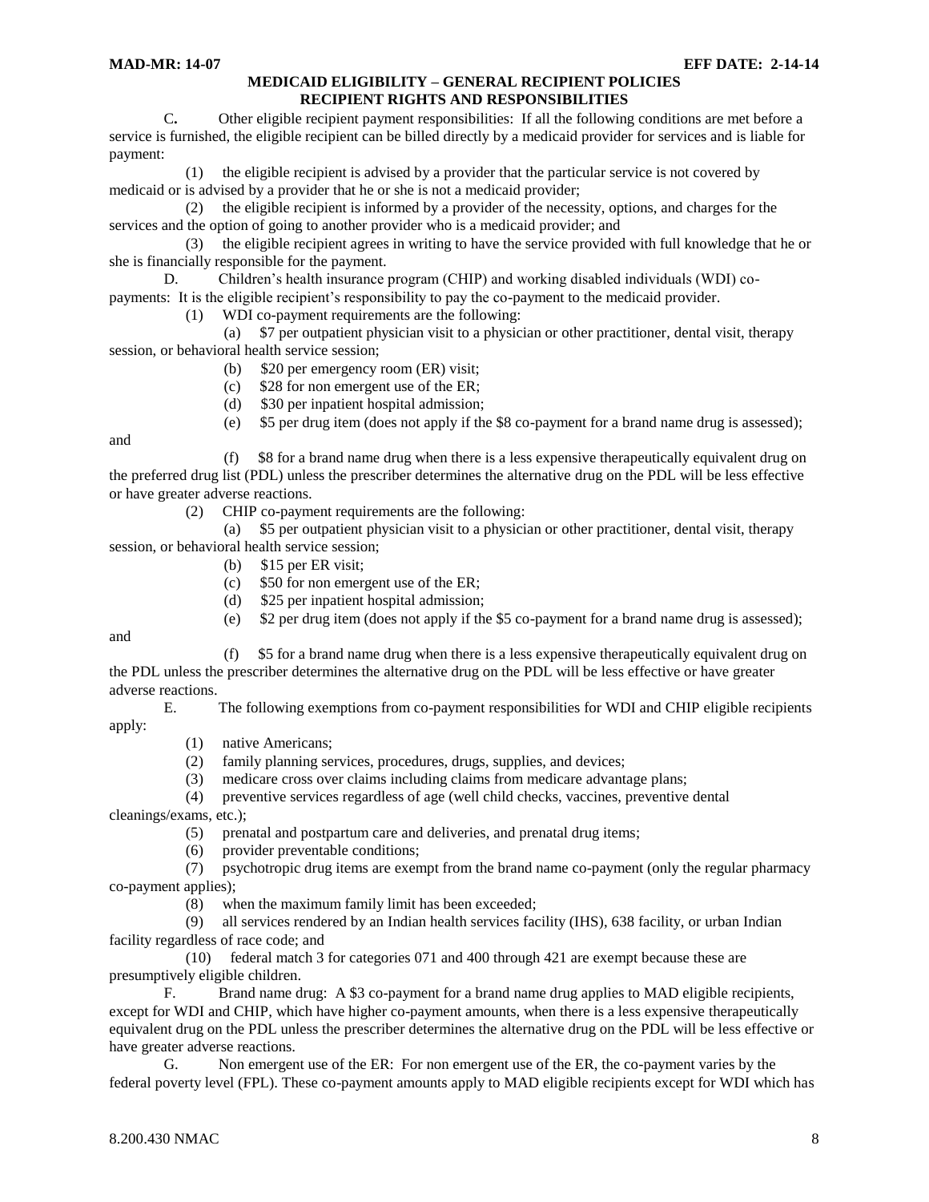**MEDICAID ELIGIBILITY – GENERAL RECIPIENT POLICIES**
**RECIPIENT RIGHTS AND RESPONSIBILITIES**

C. Other eligible recipient payment responsibilities: If all the following conditions are met before a service is furnished, the eligible recipient can be billed directly by a medicaid provider for services and is liable for payment:

(1) the eligible recipient is advised by a provider that the particular service is not covered by medicaid or is advised by a provider that he or she is not a medicaid provider;

(2) the eligible recipient is informed by a provider of the necessity, options, and charges for the services and the option of going to another provider who is a medicaid provider; and

(3) the eligible recipient agrees in writing to have the service provided with full knowledge that he or she is financially responsible for the payment.

D. Children's health insurance program (CHIP) and working disabled individuals (WDI) co-payments: It is the eligible recipient's responsibility to pay the co-payment to the medicaid provider.

(1) WDI co-payment requirements are the following:

(a) $7 per outpatient physician visit to a physician or other practitioner, dental visit, therapy session, or behavioral health service session;

(b) $20 per emergency room (ER) visit;

(c) $28 for non emergent use of the ER;

(d) $30 per inpatient hospital admission;

(e) $5 per drug item (does not apply if the $8 co-payment for a brand name drug is assessed); and

(f) $8 for a brand name drug when there is a less expensive therapeutically equivalent drug on the preferred drug list (PDL) unless the prescriber determines the alternative drug on the PDL will be less effective or have greater adverse reactions.

(2) CHIP co-payment requirements are the following:

(a) $5 per outpatient physician visit to a physician or other practitioner, dental visit, therapy session, or behavioral health service session;

(b) $15 per ER visit;

(c) $50 for non emergent use of the ER;

(d) $25 per inpatient hospital admission;

(e) $2 per drug item (does not apply if the $5 co-payment for a brand name drug is assessed); and

(f) $5 for a brand name drug when there is a less expensive therapeutically equivalent drug on the PDL unless the prescriber determines the alternative drug on the PDL will be less effective or have greater adverse reactions.

E. The following exemptions from co-payment responsibilities for WDI and CHIP eligible recipients apply:

(1) native Americans;

(2) family planning services, procedures, drugs, supplies, and devices;

(3) medicare cross over claims including claims from medicare advantage plans;

(4) preventive services regardless of age (well child checks, vaccines, preventive dental cleanings/exams, etc.);

(5) prenatal and postpartum care and deliveries, and prenatal drug items;

(6) provider preventable conditions;

(7) psychotropic drug items are exempt from the brand name co-payment (only the regular pharmacy co-payment applies);

(8) when the maximum family limit has been exceeded;

(9) all services rendered by an Indian health services facility (IHS), 638 facility, or urban Indian facility regardless of race code; and

(10) federal match 3 for categories 071 and 400 through 421 are exempt because these are presumptively eligible children.

F. Brand name drug: A $3 co-payment for a brand name drug applies to MAD eligible recipients, except for WDI and CHIP, which have higher co-payment amounts, when there is a less expensive therapeutically equivalent drug on the PDL unless the prescriber determines the alternative drug on the PDL will be less effective or have greater adverse reactions.

G. Non emergent use of the ER: For non emergent use of the ER, the co-payment varies by the federal poverty level (FPL). These co-payment amounts apply to MAD eligible recipients except for WDI which has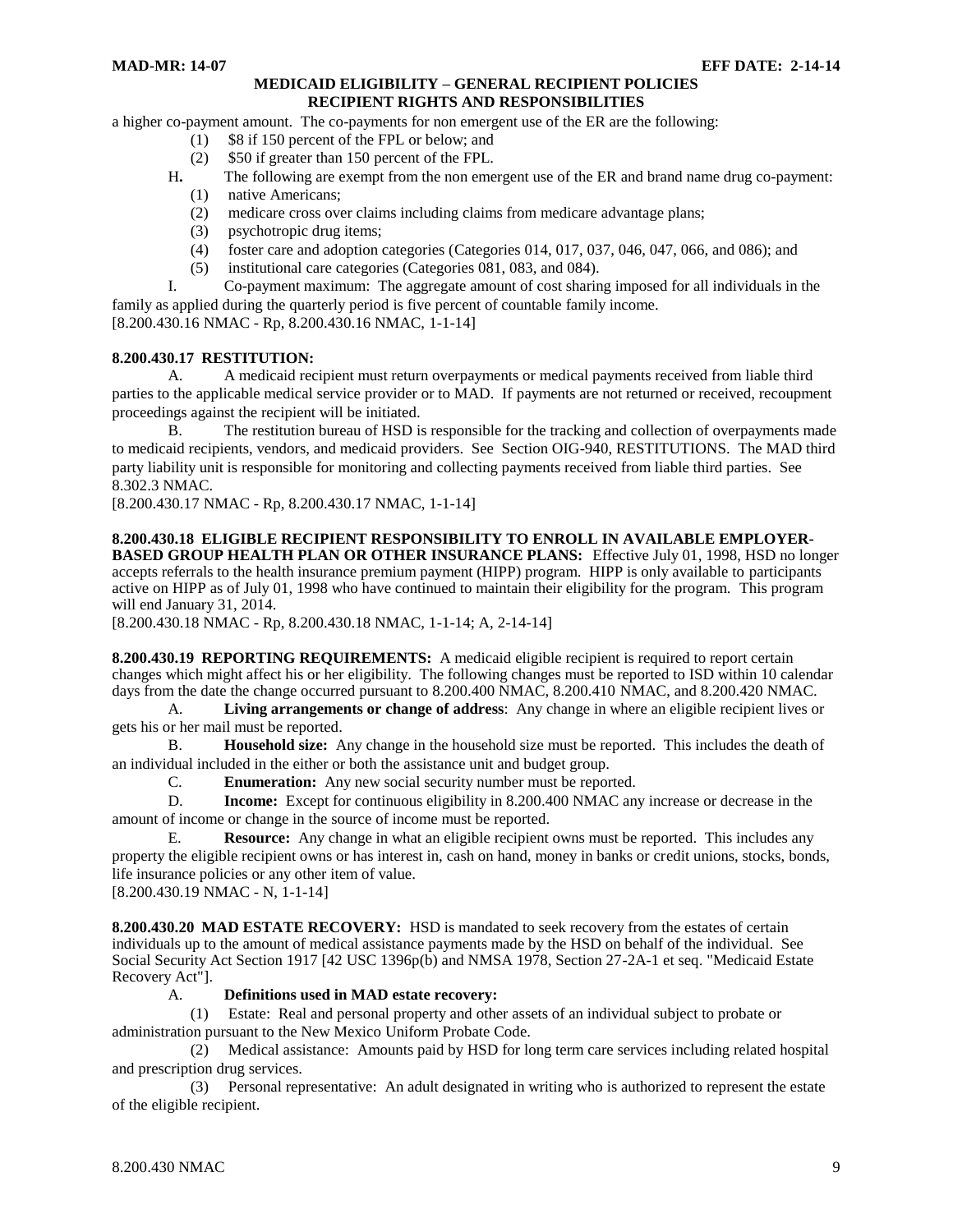a higher co-payment amount. The co-payments for non emergent use of the ER are the following:

(1) $8 if 150 percent of the FPL or below; and

(2) $50 if greater than 150 percent of the FPL.

H. The following are exempt from the non emergent use of the ER and brand name drug co-payment:

(1) native Americans;

(2) medicare cross over claims including claims from medicare advantage plans;

(3) psychotropic drug items;

(4) foster care and adoption categories (Categories 014, 017, 037, 046, 047, 066, and 086); and

(5) institutional care categories (Categories 081, 083, and 084).

I. Co-payment maximum: The aggregate amount of cost sharing imposed for all individuals in the family as applied during the quarterly period is five percent of countable family income.

[8.200.430.16 NMAC - Rp, 8.200.430.16 NMAC, 1-1-14]

**8.200.430.17 RESTITUTION:**

A. A medicaid recipient must return overpayments or medical payments received from liable third parties to the applicable medical service provider or to MAD. If payments are not returned or received, recoupment proceedings against the recipient will be initiated.

B. The restitution bureau of HSD is responsible for the tracking and collection of overpayments made to medicaid recipients, vendors, and medicaid providers. See Section OIG-940, RESTITUTIONS. The MAD third party liability unit is responsible for monitoring and collecting payments received from liable third parties. See 8.302.3 NMAC.

[8.200.430.17 NMAC - Rp, 8.200.430.17 NMAC, 1-1-14]

**8.200.430.18 ELIGIBLE RECIPIENT RESPONSIBILITY TO ENROLL IN AVAILABLE EMPLOYER-BASED GROUP HEALTH PLAN OR OTHER INSURANCE PLANS:** Effective July 01, 1998, HSD no longer accepts referrals to the health insurance premium payment (HIPP) program. HIPP is only available to participants active on HIPP as of July 01, 1998 who have continued to maintain their eligibility for the program. This program will end January 31, 2014.

[8.200.430.18 NMAC - Rp, 8.200.430.18 NMAC, 1-1-14; A, 2-14-14]

**8.200.430.19 REPORTING REQUIREMENTS:** A medicaid eligible recipient is required to report certain changes which might affect his or her eligibility. The following changes must be reported to ISD within 10 calendar days from the date the change occurred pursuant to 8.200.400 NMAC, 8.200.410 NMAC, and 8.200.420 NMAC.

A. **Living arrangements or change of address**: Any change in where an eligible recipient lives or gets his or her mail must be reported.

B. **Household size:** Any change in the household size must be reported. This includes the death of an individual included in the either or both the assistance unit and budget group.

C. **Enumeration:** Any new social security number must be reported.

D. **Income:** Except for continuous eligibility in 8.200.400 NMAC any increase or decrease in the amount of income or change in the source of income must be reported.

E. **Resource:** Any change in what an eligible recipient owns must be reported. This includes any property the eligible recipient owns or has interest in, cash on hand, money in banks or credit unions, stocks, bonds, life insurance policies or any other item of value.

[8.200.430.19 NMAC - N, 1-1-14]

**8.200.430.20 MAD ESTATE RECOVERY:** HSD is mandated to seek recovery from the estates of certain individuals up to the amount of medical assistance payments made by the HSD on behalf of the individual. See Social Security Act Section 1917 [42 USC 1396p(b) and NMSA 1978, Section 27-2A-1 et seq. "Medicaid Estate Recovery Act"].

A. **Definitions used in MAD estate recovery:**

(1) Estate: Real and personal property and other assets of an individual subject to probate or administration pursuant to the New Mexico Uniform Probate Code.

(2) Medical assistance: Amounts paid by HSD for long term care services including related hospital and prescription drug services.

(3) Personal representative: An adult designated in writing who is authorized to represent the estate of the eligible recipient.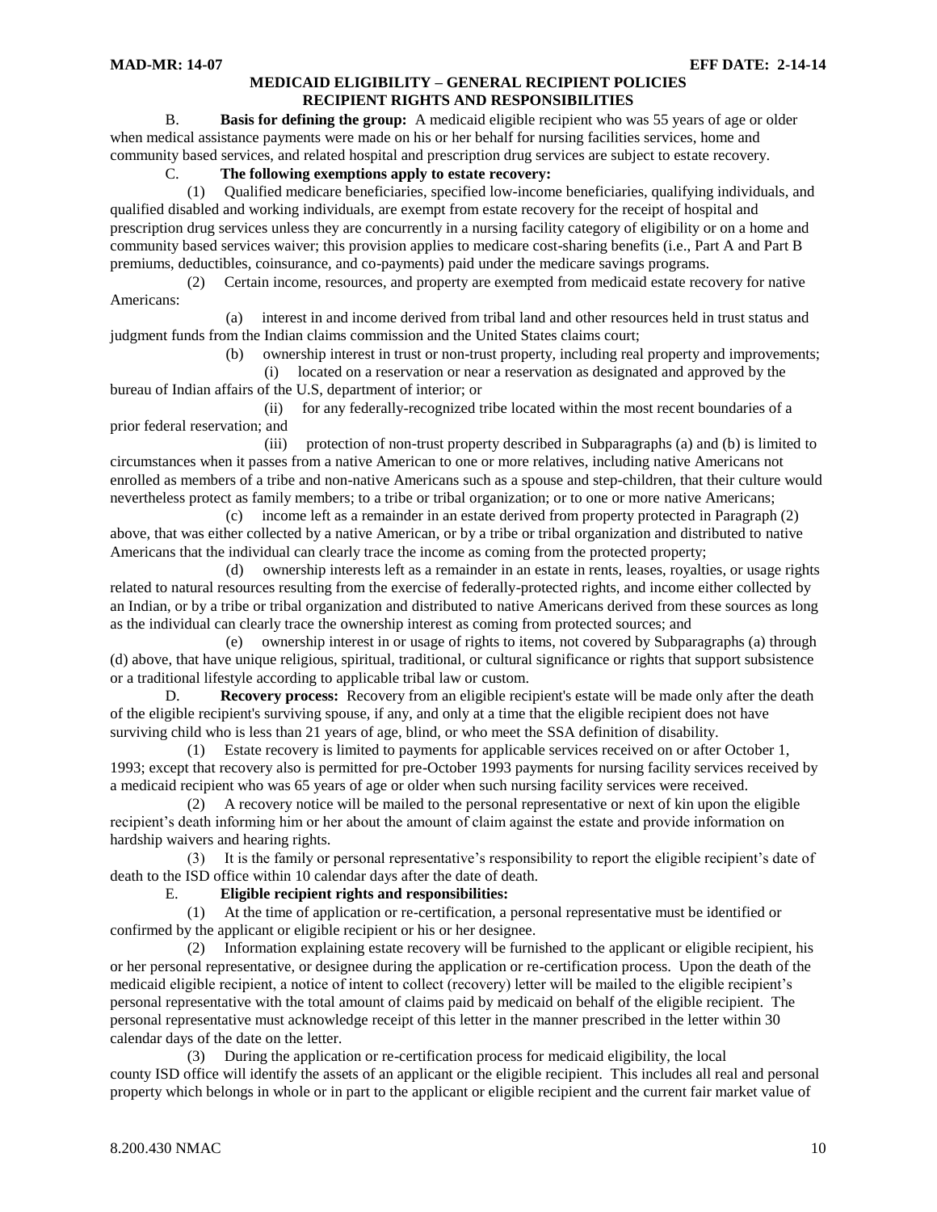**MEDICAID ELIGIBILITY – GENERAL RECIPIENT POLICIES**
**RECIPIENT RIGHTS AND RESPONSIBILITIES**

B. **Basis for defining the group:** A medicaid eligible recipient who was 55 years of age or older when medical assistance payments were made on his or her behalf for nursing facilities services, home and community based services, and related hospital and prescription drug services are subject to estate recovery.

C. **The following exemptions apply to estate recovery:**

(1) Qualified medicare beneficiaries, specified low-income beneficiaries, qualifying individuals, and qualified disabled and working individuals, are exempt from estate recovery for the receipt of hospital and prescription drug services unless they are concurrently in a nursing facility category of eligibility or on a home and community based services waiver; this provision applies to medicare cost-sharing benefits (i.e., Part A and Part B premiums, deductibles, coinsurance, and co-payments) paid under the medicare savings programs.

(2) Certain income, resources, and property are exempted from medicaid estate recovery for native Americans:

(a) interest in and income derived from tribal land and other resources held in trust status and judgment funds from the Indian claims commission and the United States claims court;

(b) ownership interest in trust or non-trust property, including real property and improvements;

(i) located on a reservation or near a reservation as designated and approved by the bureau of Indian affairs of the U.S, department of interior; or

(ii) for any federally-recognized tribe located within the most recent boundaries of a prior federal reservation; and

(iii) protection of non-trust property described in Subparagraphs (a) and (b) is limited to circumstances when it passes from a native American to one or more relatives, including native Americans not enrolled as members of a tribe and non-native Americans such as a spouse and step-children, that their culture would nevertheless protect as family members; to a tribe or tribal organization; or to one or more native Americans;

(c) income left as a remainder in an estate derived from property protected in Paragraph (2) above, that was either collected by a native American, or by a tribe or tribal organization and distributed to native Americans that the individual can clearly trace the income as coming from the protected property;

(d) ownership interests left as a remainder in an estate in rents, leases, royalties, or usage rights related to natural resources resulting from the exercise of federally-protected rights, and income either collected by an Indian, or by a tribe or tribal organization and distributed to native Americans derived from these sources as long as the individual can clearly trace the ownership interest as coming from protected sources; and

(e) ownership interest in or usage of rights to items, not covered by Subparagraphs (a) through (d) above, that have unique religious, spiritual, traditional, or cultural significance or rights that support subsistence or a traditional lifestyle according to applicable tribal law or custom.

D. **Recovery process:** Recovery from an eligible recipient's estate will be made only after the death of the eligible recipient's surviving spouse, if any, and only at a time that the eligible recipient does not have surviving child who is less than 21 years of age, blind, or who meet the SSA definition of disability.

(1) Estate recovery is limited to payments for applicable services received on or after October 1, 1993; except that recovery also is permitted for pre-October 1993 payments for nursing facility services received by a medicaid recipient who was 65 years of age or older when such nursing facility services were received.

(2) A recovery notice will be mailed to the personal representative or next of kin upon the eligible recipient's death informing him or her about the amount of claim against the estate and provide information on hardship waivers and hearing rights.

(3) It is the family or personal representative's responsibility to report the eligible recipient's date of death to the ISD office within 10 calendar days after the date of death.

E. **Eligible recipient rights and responsibilities:**

(1) At the time of application or re-certification, a personal representative must be identified or confirmed by the applicant or eligible recipient or his or her designee.

(2) Information explaining estate recovery will be furnished to the applicant or eligible recipient, his or her personal representative, or designee during the application or re-certification process. Upon the death of the medicaid eligible recipient, a notice of intent to collect (recovery) letter will be mailed to the eligible recipient's personal representative with the total amount of claims paid by medicaid on behalf of the eligible recipient. The personal representative must acknowledge receipt of this letter in the manner prescribed in the letter within 30 calendar days of the date on the letter.

(3) During the application or re-certification process for medicaid eligibility, the local county ISD office will identify the assets of an applicant or the eligible recipient. This includes all real and personal property which belongs in whole or in part to the applicant or eligible recipient and the current fair market value of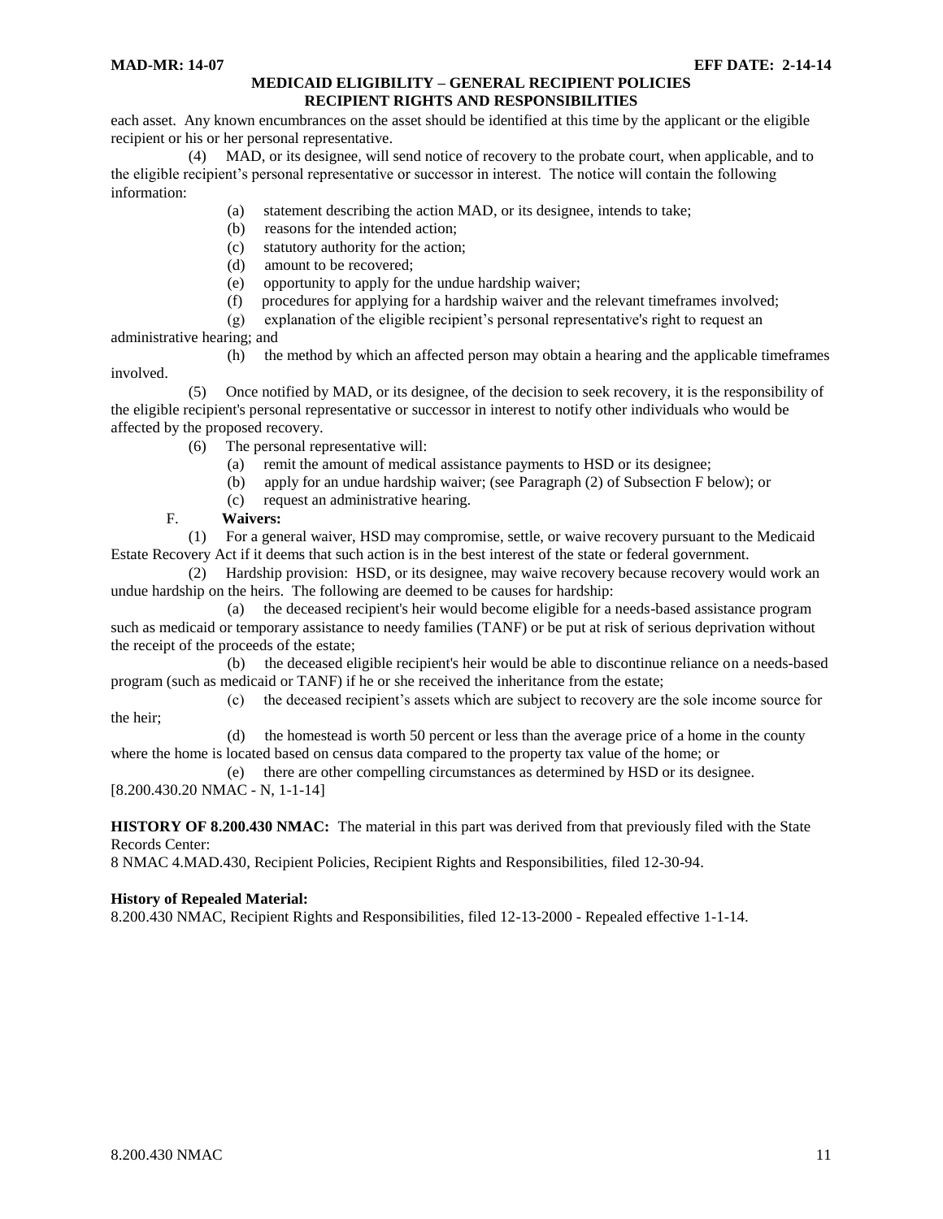each asset. Any known encumbrances on the asset should be identified at this time by the applicant or the eligible recipient or his or her personal representative.

(4) MAD, or its designee, will send notice of recovery to the probate court, when applicable, and to the eligible recipient's personal representative or successor in interest. The notice will contain the following information:

(a) statement describing the action MAD, or its designee, intends to take;
(b) reasons for the intended action;
(c) statutory authority for the action;
(d) amount to be recovered;
(e) opportunity to apply for the undue hardship waiver;
(f) procedures for applying for a hardship waiver and the relevant timeframes involved;
(g) explanation of the eligible recipient's personal representative's right to request an administrative hearing; and
(h) the method by which an affected person may obtain a hearing and the applicable timeframes involved.

(5) Once notified by MAD, or its designee, of the decision to seek recovery, it is the responsibility of the eligible recipient's personal representative or successor in interest to notify other individuals who would be affected by the proposed recovery.

(6) The personal representative will:

(a) remit the amount of medical assistance payments to HSD or its designee;
(b) apply for an undue hardship waiver; (see Paragraph (2) of Subsection F below); or
(c) request an administrative hearing.

F. **Waivers:**

(1) For a general waiver, HSD may compromise, settle, or waive recovery pursuant to the Medicaid Estate Recovery Act if it deems that such action is in the best interest of the state or federal government.

(2) Hardship provision: HSD, or its designee, may waive recovery because recovery would work an undue hardship on the heirs. The following are deemed to be causes for hardship:

(a) the deceased recipient's heir would become eligible for a needs-based assistance program such as medicaid or temporary assistance to needy families (TANF) or be put at risk of serious deprivation without the receipt of the proceeds of the estate;

(b) the deceased eligible recipient's heir would be able to discontinue reliance on a needs-based program (such as medicaid or TANF) if he or she received the inheritance from the estate;

(c) the deceased recipient's assets which are subject to recovery are the sole income source for the heir;

(d) the homestead is worth 50 percent or less than the average price of a home in the county where the home is located based on census data compared to the property tax value of the home; or

(e) there are other compelling circumstances as determined by HSD or its designee.

[8.200.430.20 NMAC - N, 1-1-14]

**HISTORY OF 8.200.430 NMAC:** The material in this part was derived from that previously filed with the State Records Center:
8 NMAC 4.MAD.430, Recipient Policies, Recipient Rights and Responsibilities, filed 12-30-94.

**History of Repealed Material:**
8.200.430 NMAC, Recipient Rights and Responsibilities, filed 12-13-2000 - Repealed effective 1-1-14.